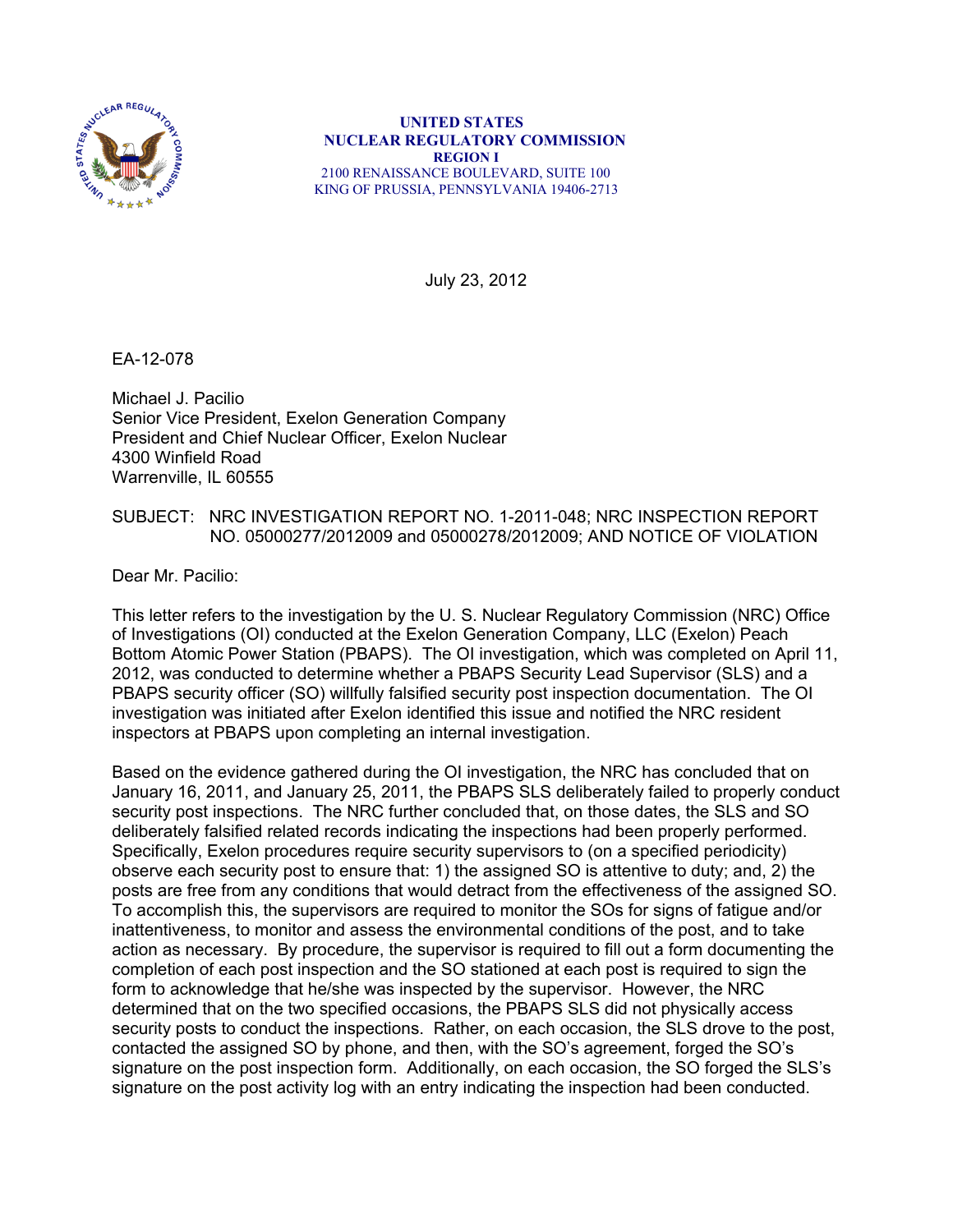**UNITED STATES**
**NUCLEAR REGULATORY COMMISSION**
**REGION I**
2100 RENAISSANCE BOULEVARD, SUITE 100
KING OF PRUSSIA, PENNSYLVANIA 19406-2713

July 23, 2012

EA-12-078

Michael J. Pacilio
Senior Vice President, Exelon Generation Company
President and Chief Nuclear Officer, Exelon Nuclear
4300 Winfield Road
Warrenville, IL 60555

SUBJECT: NRC INVESTIGATION REPORT NO. 1-2011-048; NRC INSPECTION REPORT NO. 05000277/2012009 and 05000278/2012009; AND NOTICE OF VIOLATION

Dear Mr. Pacilio:

This letter refers to the investigation by the U. S. Nuclear Regulatory Commission (NRC) Office of Investigations (OI) conducted at the Exelon Generation Company, LLC (Exelon) Peach Bottom Atomic Power Station (PBAPS). The OI investigation, which was completed on April 11, 2012, was conducted to determine whether a PBAPS Security Lead Supervisor (SLS) and a PBAPS security officer (SO) willfully falsified security post inspection documentation. The OI investigation was initiated after Exelon identified this issue and notified the NRC resident inspectors at PBAPS upon completing an internal investigation.

Based on the evidence gathered during the OI investigation, the NRC has concluded that on January 16, 2011, and January 25, 2011, the PBAPS SLS deliberately failed to properly conduct security post inspections. The NRC further concluded that, on those dates, the SLS and SO deliberately falsified related records indicating the inspections had been properly performed. Specifically, Exelon procedures require security supervisors to (on a specified periodicity) observe each security post to ensure that: 1) the assigned SO is attentive to duty; and, 2) the posts are free from any conditions that would detract from the effectiveness of the assigned SO. To accomplish this, the supervisors are required to monitor the SOs for signs of fatigue and/or inattentiveness, to monitor and assess the environmental conditions of the post, and to take action as necessary. By procedure, the supervisor is required to fill out a form documenting the completion of each post inspection and the SO stationed at each post is required to sign the form to acknowledge that he/she was inspected by the supervisor. However, the NRC determined that on the two specified occasions, the PBAPS SLS did not physically access security posts to conduct the inspections. Rather, on each occasion, the SLS drove to the post, contacted the assigned SO by phone, and then, with the SO's agreement, forged the SO's signature on the post inspection form. Additionally, on each occasion, the SO forged the SLS's signature on the post activity log with an entry indicating the inspection had been conducted.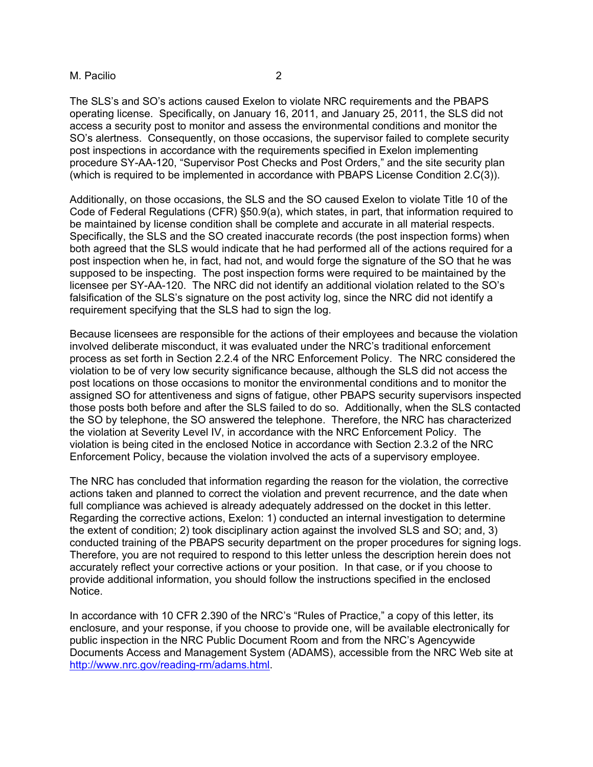The SLS's and SO's actions caused Exelon to violate NRC requirements and the PBAPS operating license. Specifically, on January 16, 2011, and January 25, 2011, the SLS did not access a security post to monitor and assess the environmental conditions and monitor the SO's alertness. Consequently, on those occasions, the supervisor failed to complete security post inspections in accordance with the requirements specified in Exelon implementing procedure SY-AA-120, "Supervisor Post Checks and Post Orders," and the site security plan (which is required to be implemented in accordance with PBAPS License Condition 2.C(3)).

Additionally, on those occasions, the SLS and the SO caused Exelon to violate Title 10 of the Code of Federal Regulations (CFR) §50.9(a), which states, in part, that information required to be maintained by license condition shall be complete and accurate in all material respects. Specifically, the SLS and the SO created inaccurate records (the post inspection forms) when both agreed that the SLS would indicate that he had performed all of the actions required for a post inspection when he, in fact, had not, and would forge the signature of the SO that he was supposed to be inspecting. The post inspection forms were required to be maintained by the licensee per SY-AA-120. The NRC did not identify an additional violation related to the SO's falsification of the SLS's signature on the post activity log, since the NRC did not identify a requirement specifying that the SLS had to sign the log.

Because licensees are responsible for the actions of their employees and because the violation involved deliberate misconduct, it was evaluated under the NRC's traditional enforcement process as set forth in Section 2.2.4 of the NRC Enforcement Policy. The NRC considered the violation to be of very low security significance because, although the SLS did not access the post locations on those occasions to monitor the environmental conditions and to monitor the assigned SO for attentiveness and signs of fatigue, other PBAPS security supervisors inspected those posts both before and after the SLS failed to do so. Additionally, when the SLS contacted the SO by telephone, the SO answered the telephone. Therefore, the NRC has characterized the violation at Severity Level IV, in accordance with the NRC Enforcement Policy. The violation is being cited in the enclosed Notice in accordance with Section 2.3.2 of the NRC Enforcement Policy, because the violation involved the acts of a supervisory employee.

The NRC has concluded that information regarding the reason for the violation, the corrective actions taken and planned to correct the violation and prevent recurrence, and the date when full compliance was achieved is already adequately addressed on the docket in this letter. Regarding the corrective actions, Exelon: 1) conducted an internal investigation to determine the extent of condition; 2) took disciplinary action against the involved SLS and SO; and, 3) conducted training of the PBAPS security department on the proper procedures for signing logs. Therefore, you are not required to respond to this letter unless the description herein does not accurately reflect your corrective actions or your position. In that case, or if you choose to provide additional information, you should follow the instructions specified in the enclosed Notice.

In accordance with 10 CFR 2.390 of the NRC's "Rules of Practice," a copy of this letter, its enclosure, and your response, if you choose to provide one, will be available electronically for public inspection in the NRC Public Document Room and from the NRC's Agencywide Documents Access and Management System (ADAMS), accessible from the NRC Web site at http://www.nrc.gov/reading-rm/adams.html.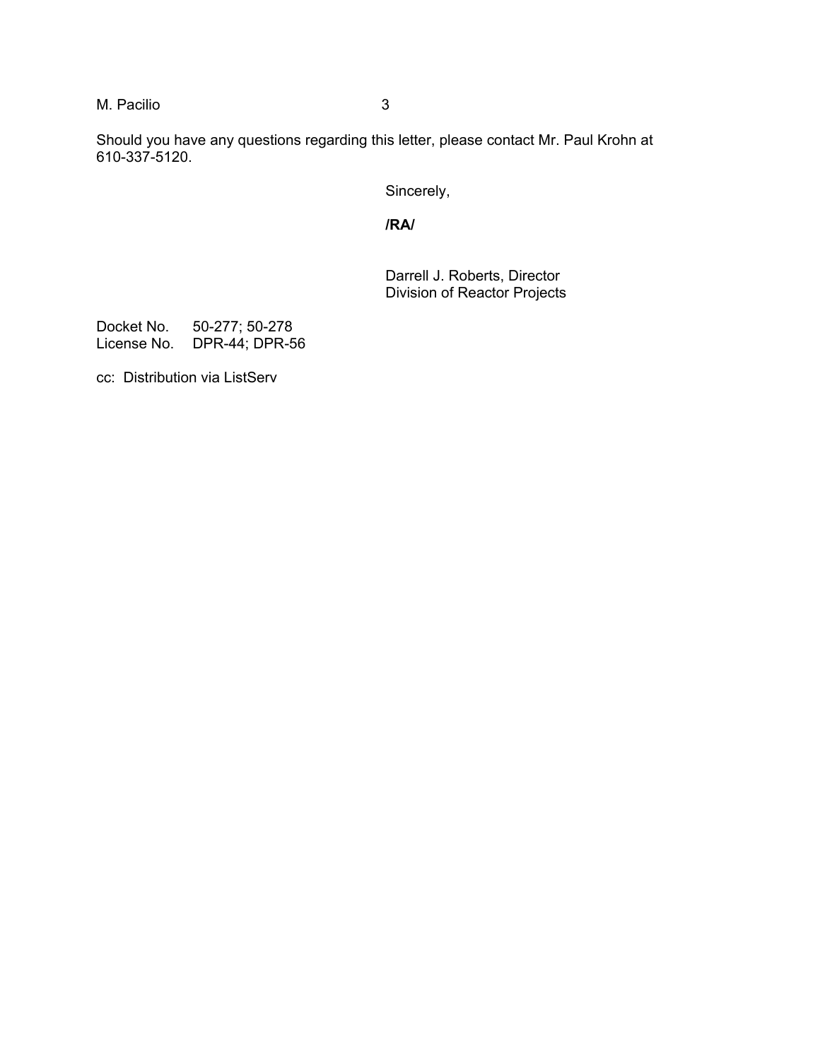Should you have any questions regarding this letter, please contact Mr. Paul Krohn at 610-337-5120.

Sincerely,

**/RA/**

Darrell J. Roberts, Director
Division of Reactor Projects

Docket No. 50-277; 50-278
License No. DPR-44; DPR-56

cc: Distribution via ListServ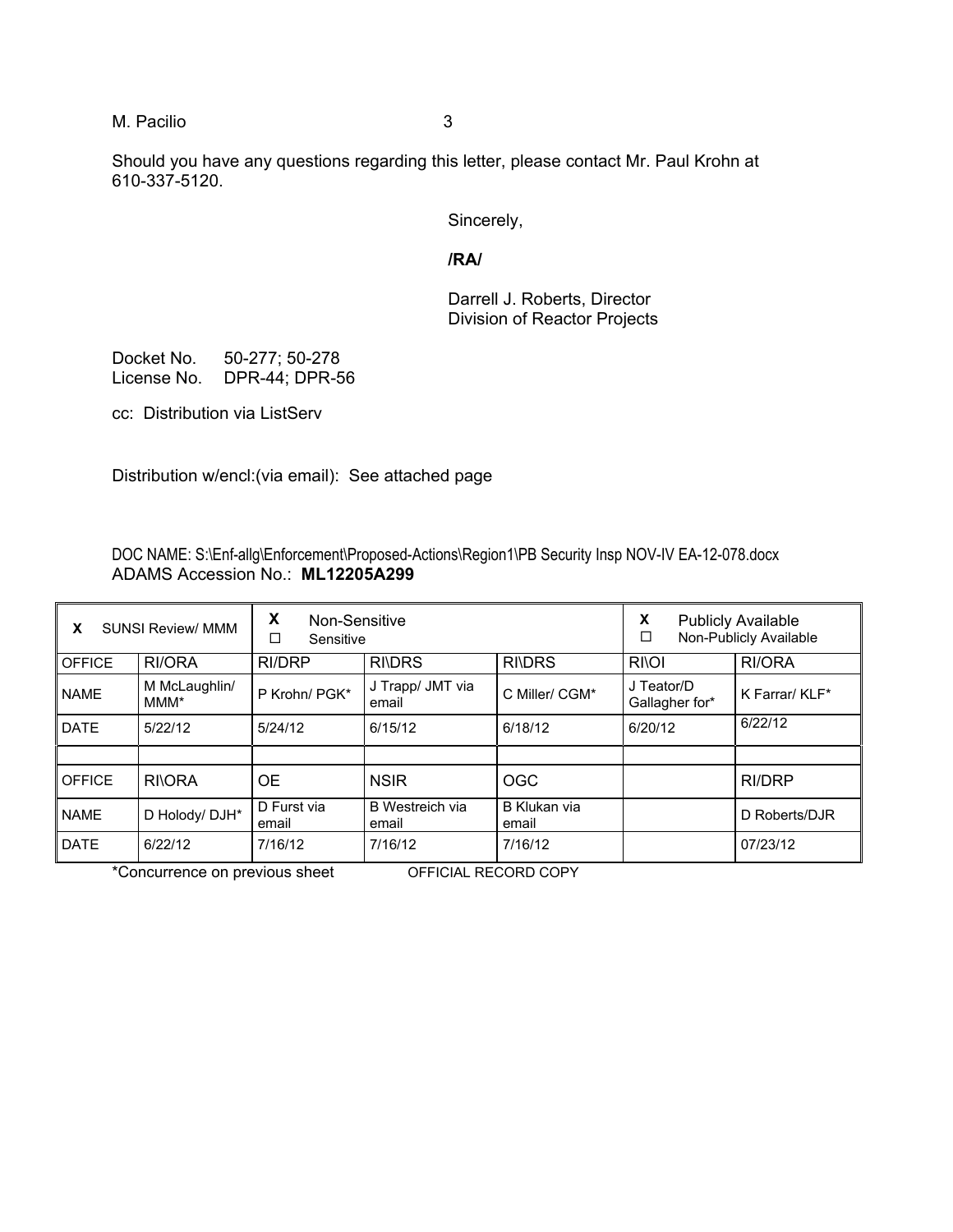Should you have any questions regarding this letter, please contact Mr. Paul Krohn at 610-337-5120.

Sincerely,

**/RA/**

Darrell J. Roberts, Director
Division of Reactor Projects

Docket No. 50-277; 50-278
License No. DPR-44; DPR-56

cc: Distribution via ListServ

Distribution w/encl:(via email): See attached page

DOC NAME: S:\Enf-allg\Enforcement\Proposed-Actions\Region1\PB Security Insp NOV-IV EA-12-078.docx
ADAMS Accession No.: **ML12205A299**

| X SUNSI Review/ MMM | | X Non-Sensitive ☐ Sensitive | | | X Publicly Available ☐ Non-Publicly Available | |
|---|---|---|---|---|---|---|
| OFFICE | RI/ORA | RI/DRP | RI\DRS | RI\DRS | RI\OI | RI/ORA |
| NAME | M McLaughlin/ MMM* | P Krohn/ PGK* | J Trapp/ JMT via email | C Miller/ CGM* | J Teator/D Gallagher for* | K Farrar/ KLF* |
| DATE | 5/22/12 | 5/24/12 | 6/15/12 | 6/18/12 | 6/20/12 | 6/22/12 |
| | | | | | | |
| OFFICE | RI\ORA | OE | NSIR | OGC | | RI/DRP |
| NAME | D Holody/ DJH* | D Furst via email | B Westreich via email | B Klukan via email | | D Roberts/DJR |
| DATE | 6/22/12 | 7/16/12 | 7/16/12 | 7/16/12 | | 07/23/12 |

*Concurrence on previous sheet OFFICIAL RECORD COPY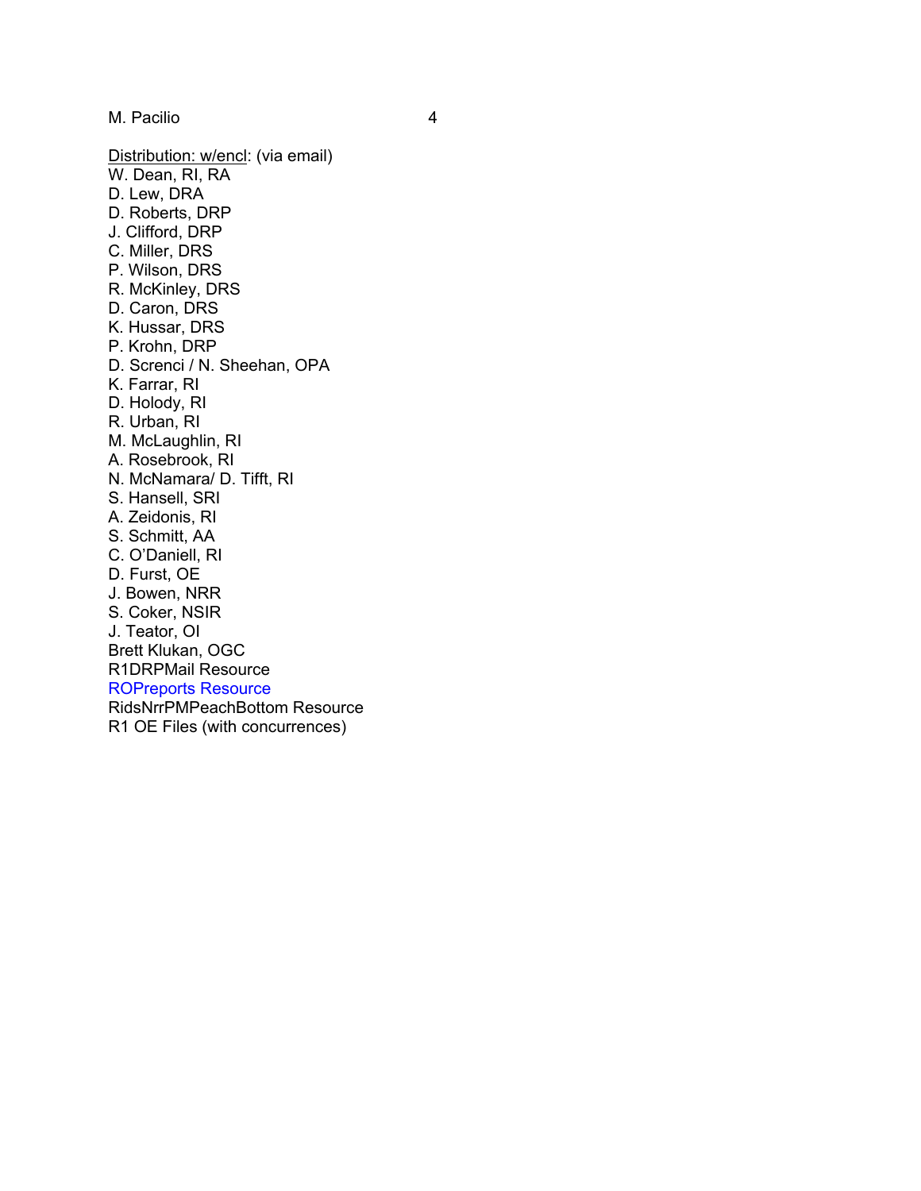Distribution: w/encl: (via email)
W. Dean, RI, RA
D. Lew, DRA
D. Roberts, DRP
J. Clifford, DRP
C. Miller, DRS
P. Wilson, DRS
R. McKinley, DRS
D. Caron, DRS
K. Hussar, DRS
P. Krohn, DRP
D. Screnci / N. Sheehan, OPA
K. Farrar, RI
D. Holody, RI
R. Urban, RI
M. McLaughlin, RI
A. Rosebrook, RI
N. McNamara/ D. Tifft, RI
S. Hansell, SRI
A. Zeidonis, RI
S. Schmitt, AA
C. O'Daniell, RI
D. Furst, OE
J. Bowen, NRR
S. Coker, NSIR
J. Teator, OI
Brett Klukan, OGC
R1DRPMail Resource
ROPreports Resource
RidsNrrPMPeachBottom Resource
R1 OE Files (with concurrences)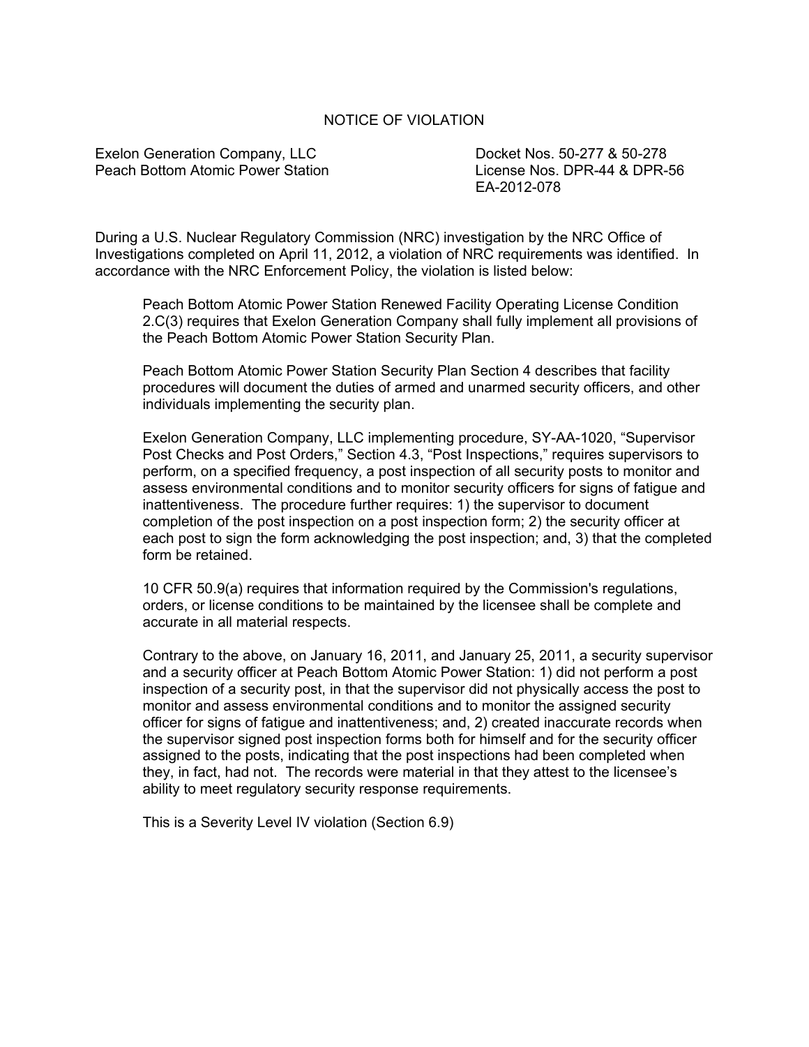# NOTICE OF VIOLATION

Exelon Generation Company, LLC
Peach Bottom Atomic Power Station

Docket Nos. 50-277 & 50-278
License Nos. DPR-44 & DPR-56
EA-2012-078

During a U.S. Nuclear Regulatory Commission (NRC) investigation by the NRC Office of Investigations completed on April 11, 2012, a violation of NRC requirements was identified. In accordance with the NRC Enforcement Policy, the violation is listed below:

> Peach Bottom Atomic Power Station Renewed Facility Operating License Condition 2.C(3) requires that Exelon Generation Company shall fully implement all provisions of the Peach Bottom Atomic Power Station Security Plan.
>
> Peach Bottom Atomic Power Station Security Plan Section 4 describes that facility procedures will document the duties of armed and unarmed security officers, and other individuals implementing the security plan.
>
> Exelon Generation Company, LLC implementing procedure, SY-AA-1020, "Supervisor Post Checks and Post Orders," Section 4.3, "Post Inspections," requires supervisors to perform, on a specified frequency, a post inspection of all security posts to monitor and assess environmental conditions and to monitor security officers for signs of fatigue and inattentiveness. The procedure further requires: 1) the supervisor to document completion of the post inspection on a post inspection form; 2) the security officer at each post to sign the form acknowledging the post inspection; and, 3) that the completed form be retained.
>
> 10 CFR 50.9(a) requires that information required by the Commission's regulations, orders, or license conditions to be maintained by the licensee shall be complete and accurate in all material respects.
>
> Contrary to the above, on January 16, 2011, and January 25, 2011, a security supervisor and a security officer at Peach Bottom Atomic Power Station: 1) did not perform a post inspection of a security post, in that the supervisor did not physically access the post to monitor and assess environmental conditions and to monitor the assigned security officer for signs of fatigue and inattentiveness; and, 2) created inaccurate records when the supervisor signed post inspection forms both for himself and for the security officer assigned to the posts, indicating that the post inspections had been completed when they, in fact, had not. The records were material in that they attest to the licensee's ability to meet regulatory security response requirements.
>
> This is a Severity Level IV violation (Section 6.9)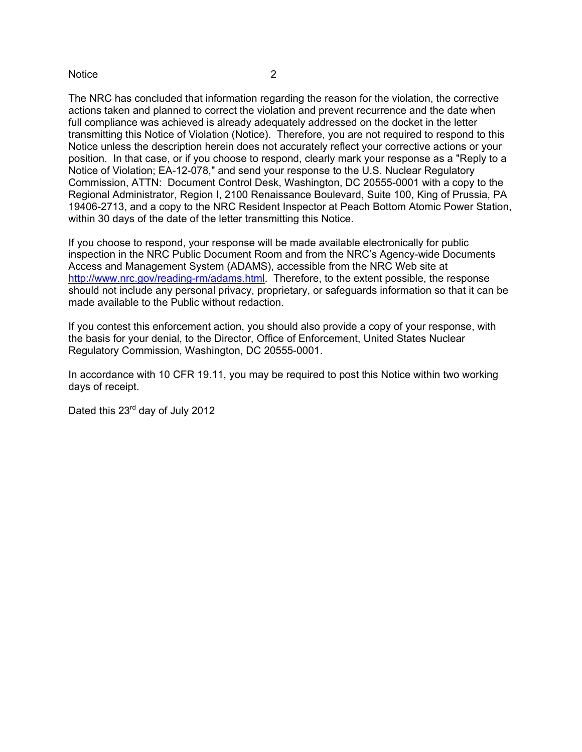The NRC has concluded that information regarding the reason for the violation, the corrective actions taken and planned to correct the violation and prevent recurrence and the date when full compliance was achieved is already adequately addressed on the docket in the letter transmitting this Notice of Violation (Notice). Therefore, you are not required to respond to this Notice unless the description herein does not accurately reflect your corrective actions or your position. In that case, or if you choose to respond, clearly mark your response as a "Reply to a Notice of Violation; EA-12-078," and send your response to the U.S. Nuclear Regulatory Commission, ATTN: Document Control Desk, Washington, DC 20555-0001 with a copy to the Regional Administrator, Region I, 2100 Renaissance Boulevard, Suite 100, King of Prussia, PA 19406-2713, and a copy to the NRC Resident Inspector at Peach Bottom Atomic Power Station, within 30 days of the date of the letter transmitting this Notice.

If you choose to respond, your response will be made available electronically for public inspection in the NRC Public Document Room and from the NRC's Agency-wide Documents Access and Management System (ADAMS), accessible from the NRC Web site at http://www.nrc.gov/reading-rm/adams.html. Therefore, to the extent possible, the response should not include any personal privacy, proprietary, or safeguards information so that it can be made available to the Public without redaction.

If you contest this enforcement action, you should also provide a copy of your response, with the basis for your denial, to the Director, Office of Enforcement, United States Nuclear Regulatory Commission, Washington, DC 20555-0001.

In accordance with 10 CFR 19.11, you may be required to post this Notice within two working days of receipt.

Dated this 23rd day of July 2012